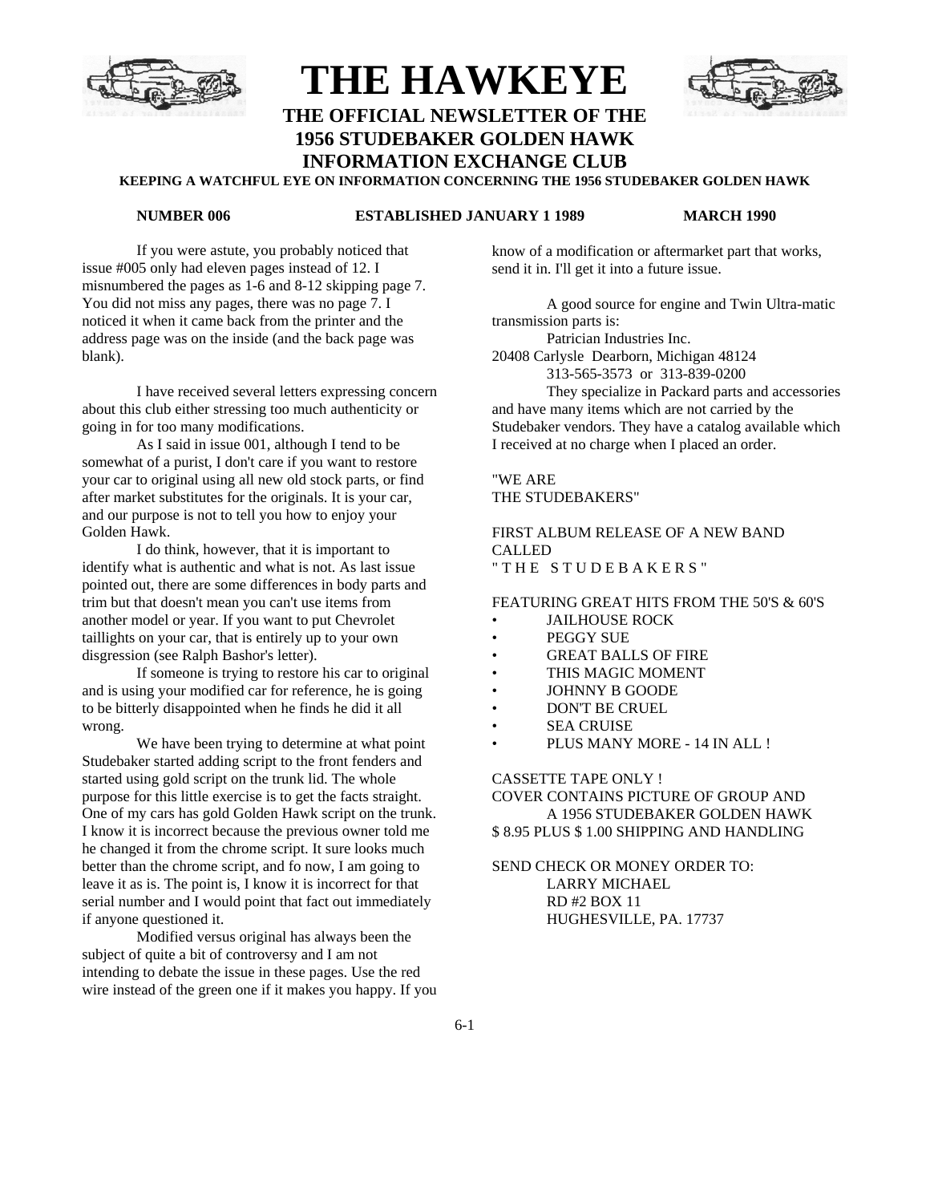# THE HAWKEYE

## THE OFFICIAL NEWSLETTER OF THE 1956 STUDEBAKER GOLDEN HAWK INFORMATION EXCHANGE CLUB

**KEEPING A WATCHFUL EYE ON INFORMATION CONCERNING THE 1956 STUDEBAKER GOLDEN HAWK**

**NUMBER 006** **ESTABLISHED JANUARY 1 1989** **MARCH 1990**

If you were astute, you probably noticed that issue #005 only had eleven pages instead of 12. I misnumbered the pages as 1-6 and 8-12 skipping page 7. You did not miss any pages, there was no page 7. I noticed it when it came back from the printer and the address page was on the inside (and the back page was blank).

I have received several letters expressing concern about this club either stressing too much authenticity or going in for too many modifications.

As I said in issue 001, although I tend to be somewhat of a purist, I don't care if you want to restore your car to original using all new old stock parts, or find after market substitutes for the originals. It is your car, and our purpose is not to tell you how to enjoy your Golden Hawk.

I do think, however, that it is important to identify what is authentic and what is not. As last issue pointed out, there are some differences in body parts and trim but that doesn't mean you can't use items from another model or year. If you want to put Chevrolet taillights on your car, that is entirely up to your own disgression (see Ralph Bashor's letter).

If someone is trying to restore his car to original and is using your modified car for reference, he is going to be bitterly disappointed when he finds he did it all wrong.

We have been trying to determine at what point Studebaker started adding script to the front fenders and started using gold script on the trunk lid. The whole purpose for this little exercise is to get the facts straight. One of my cars has gold Golden Hawk script on the trunk. I know it is incorrect because the previous owner told me he changed it from the chrome script. It sure looks much better than the chrome script, and fo now, I am going to leave it as is. The point is, I know it is incorrect for that serial number and I would point that fact out immediately if anyone questioned it.

Modified versus original has always been the subject of quite a bit of controversy and I am not intending to debate the issue in these pages. Use the red wire instead of the green one if it makes you happy. If you know of a modification or aftermarket part that works, send it in. I'll get it into a future issue.

A good source for engine and Twin Ultra-matic transmission parts is:

Patrician Industries Inc.
20408 Carlysle Dearborn, Michigan 48124
313-565-3573 or 313-839-0200

They specialize in Packard parts and accessories and have many items which are not carried by the Studebaker vendors. They have a catalog available which I received at no charge when I placed an order.

"WE ARE
THE STUDEBAKERS"

FIRST ALBUM RELEASE OF A NEW BAND CALLED
" T H E S T U D E B A K E R S "

FEATURING GREAT HITS FROM THE 50'S & 60'S

- JAILHOUSE ROCK
- PEGGY SUE
- GREAT BALLS OF FIRE
- THIS MAGIC MOMENT
- JOHNNY B GOODE
- DON'T BE CRUEL
- SEA CRUISE
- PLUS MANY MORE - 14 IN ALL !

CASSETTE TAPE ONLY !
COVER CONTAINS PICTURE OF GROUP AND A 1956 STUDEBAKER GOLDEN HAWK
$ 8.95 PLUS $ 1.00 SHIPPING AND HANDLING

SEND CHECK OR MONEY ORDER TO:
LARRY MICHAEL
RD #2 BOX 11
HUGHESVILLE, PA. 17737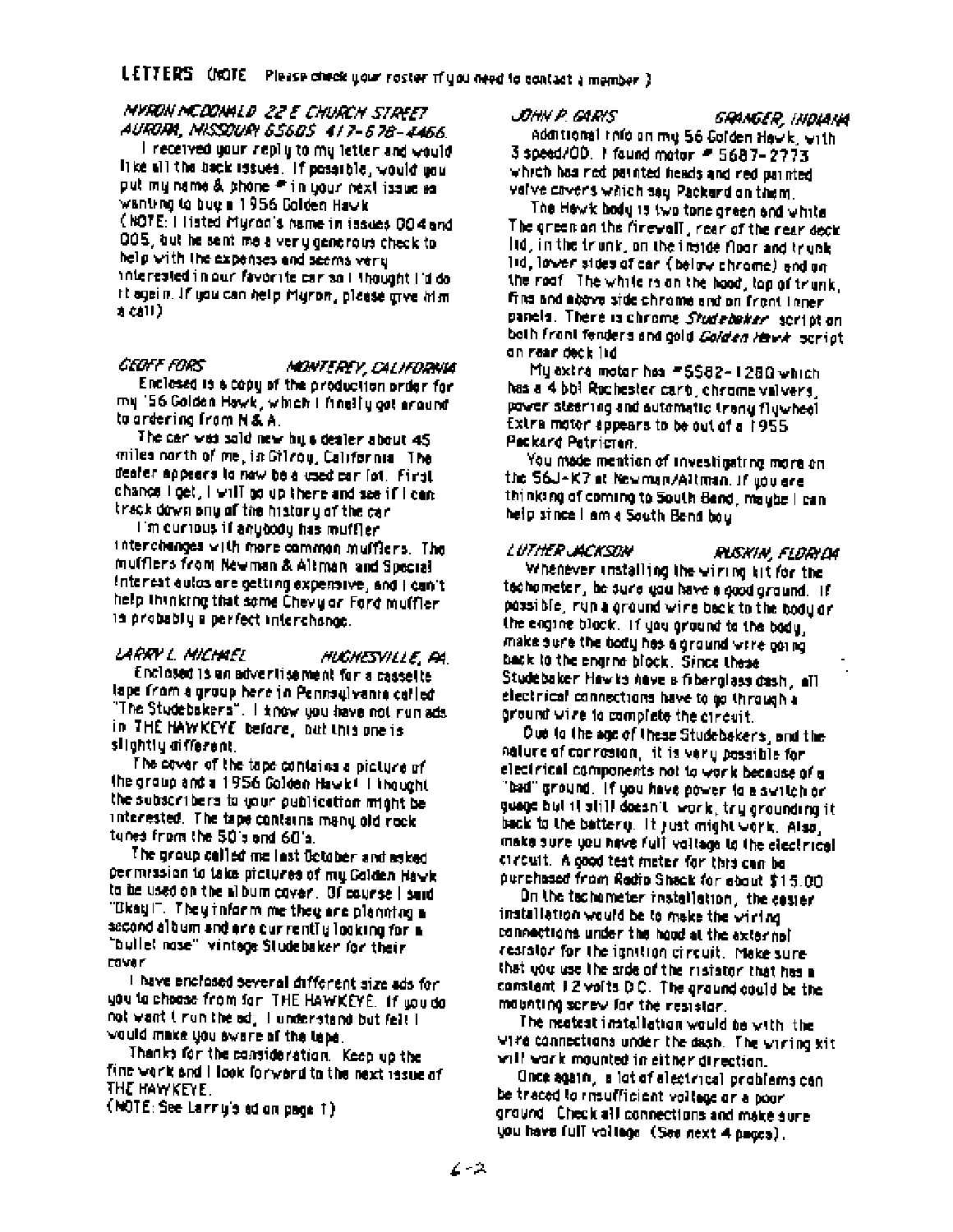## LETTERS (NOTE: Please check your roster if you need to contact a member)

*MYRON MCDONALD 22 E CHURCH STREET AURORA, MISSOURI 65605 417-678-4466*

I received your reply to my letter and would like all the back issues. If possible, would you put my name & phone # in your next issue as wanting to buy a 1956 Golden Hawk.
(NOTE: I listed Myron's name in issues 004 and 005, but he sent me a very generous check to help with the expenses and seems very interested in our favorite car so I thought I'd do it again. If you can help Myron, please give him a call.)

*GEOFF FORS — MONTEREY, CALIFORNIA*

Enclosed is a copy of the production order for my '56 Golden Hawk, which I finally got around to ordering from N & A.

The car was sold new by a dealer about 45 miles north of me, in Gilroy, California. The dealer appears to now be a used car lot. First chance I get, I will go up there and see if I can track down any of the history of the car.

I'm curious if anybody has muffler interchanges with more common mufflers. The mufflers from Newman & Altman and Special Interest autos are getting expensive, and I can't help thinking that some Chevy or Ford muffler is probably a perfect interchange.

*LARRY L. MICHAEL — HUGHESVILLE, PA.*

Enclosed is an advertisement for a cassette tape from a group here in Pennsylvania called "The Studebakers". I know you have not run ads in THE HAWKEYE before, but this one is slightly different.

The cover of the tape contains a picture of the group and a 1956 Golden Hawk! I thought the subscribers to your publication might be interested. The tape contains many old rock tunes from the 50's and 60's.

The group called me last October and asked permission to take pictures of my Golden Hawk to be used on the album cover. Of course I said "Okay!". They inform me they are planning a second album and are currently looking for a "bullet nose" vintage Studebaker for their cover.

I have enclosed several different size ads for you to choose from for THE HAWKEYE. If you do not want to run the ad, I understand but felt I would make you aware of the tape.

Thanks for the consideration. Keep up the fine work and I look forward to the next issue of THE HAWKEYE.
(NOTE: See Larry's ad on page 7)

*JOHN P. GARYS — GRANGER, INDIANA*

Additional info on my 56 Golden Hawk, with 3 speed/OD. I found motor # 5687-2773 which has red painted heads and red painted valve covers which say Packard on them.

The Hawk body is two tone green and white. The green on the firewall, rear of the rear deck lid, in the trunk, on the inside floor and trunk lid, lower sides of car (below chrome) and on the roof. The white is on the hood, top of trunk, fins and above side chrome and on front inner panels. There is chrome *Studebaker* script on both front fenders and gold *Golden Hawk* script on rear deck lid.

My extra motor has #5582-1280 which has a 4 bbl Rochester carb, chrome valvers, power steering and automatic trany flywheel. Extra motor appears to be out of a 1955 Packard Patrician.

You made mention of investigating more on the 56J-K7 at Newman/Altman. If you are thinking of coming to South Bend, maybe I can help since I am a South Bend boy.

*LUTHER JACKSON — RUSKIN, FLORIDA*

Whenever installing the wiring kit for the tachometer, be sure you have a good ground. If possible, run a ground wire back to the body or the engine block. If you ground to the body, make sure the body has a ground wire going back to the engine block. Since these Studebaker Hawks have a fiberglass dash, all electrical connections have to go through a ground wire to complete the circuit.

Due to the age of these Studebakers, and the nature of corrosion, it is very possible for electrical components not to work because of a "bad" ground. If you have power to a switch or guage but it still doesn't work, try grounding it back to the battery. It just might work. Also, make sure you have full voltage to the electrical circuit. A good test meter for this can be purchased from Radio Shack for about $15.00.

On the tachometer installation, the easier installation would be to make the wiring connections under the hood at the external resistor for the ignition circuit. Make sure that you use the side of the ristator that has a constant 12 volts D.C. The ground could be the mounting screw for the resistor.

The neatest installation would be with the wire connections under the dash. The wiring kit will work mounted in either direction.

Once again, a lot of electrical problems can be traced to insufficient voltage or a poor ground. Check all connections and make sure you have full voltage. (See next 4 pages).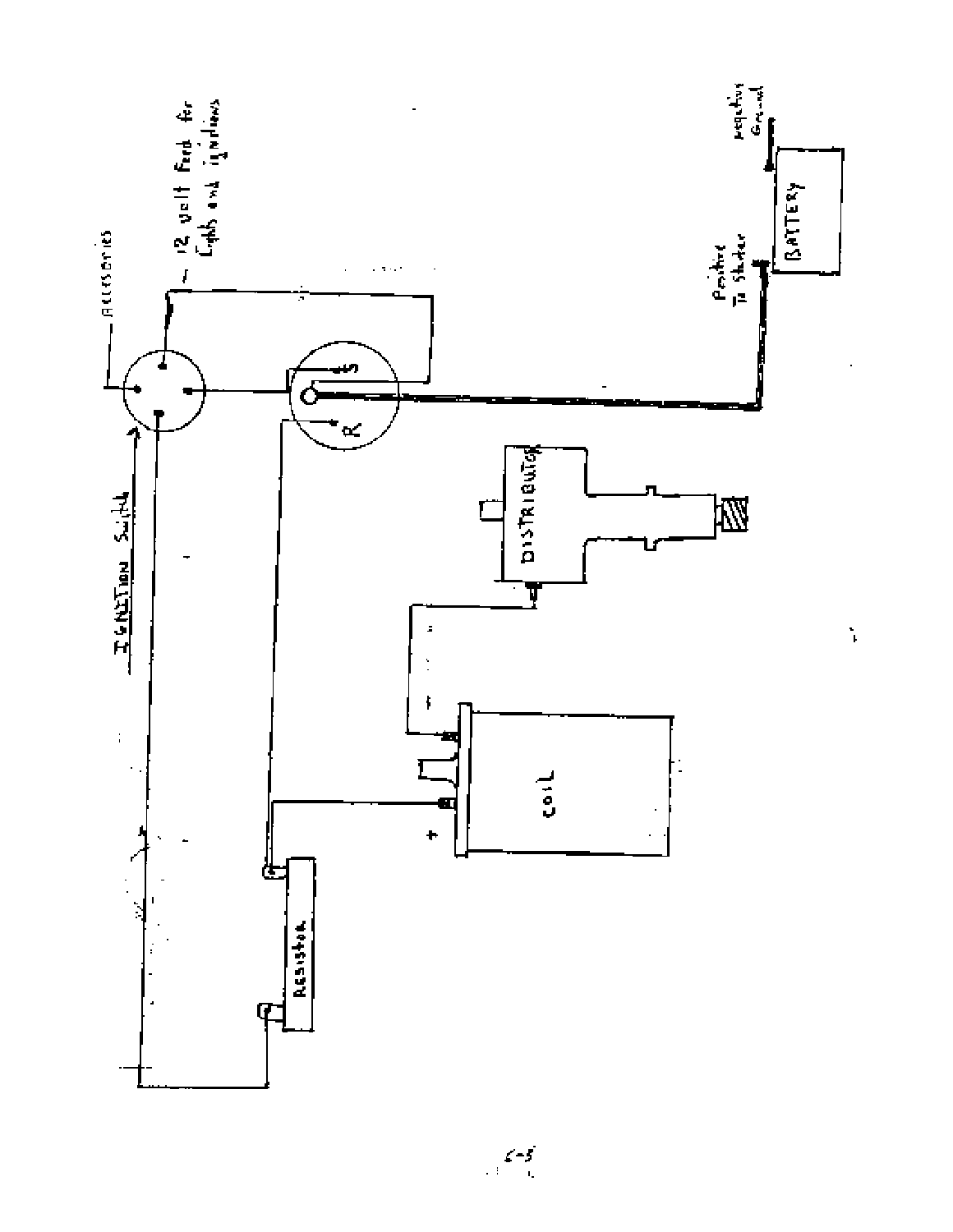Accessories

12 volt Feed for Lights and ignitions

Ignition Switch

S

R

Positive To Starter

Negative Ground

BATTERY

DISTRIBUTOR

COIL

+

-

Resistor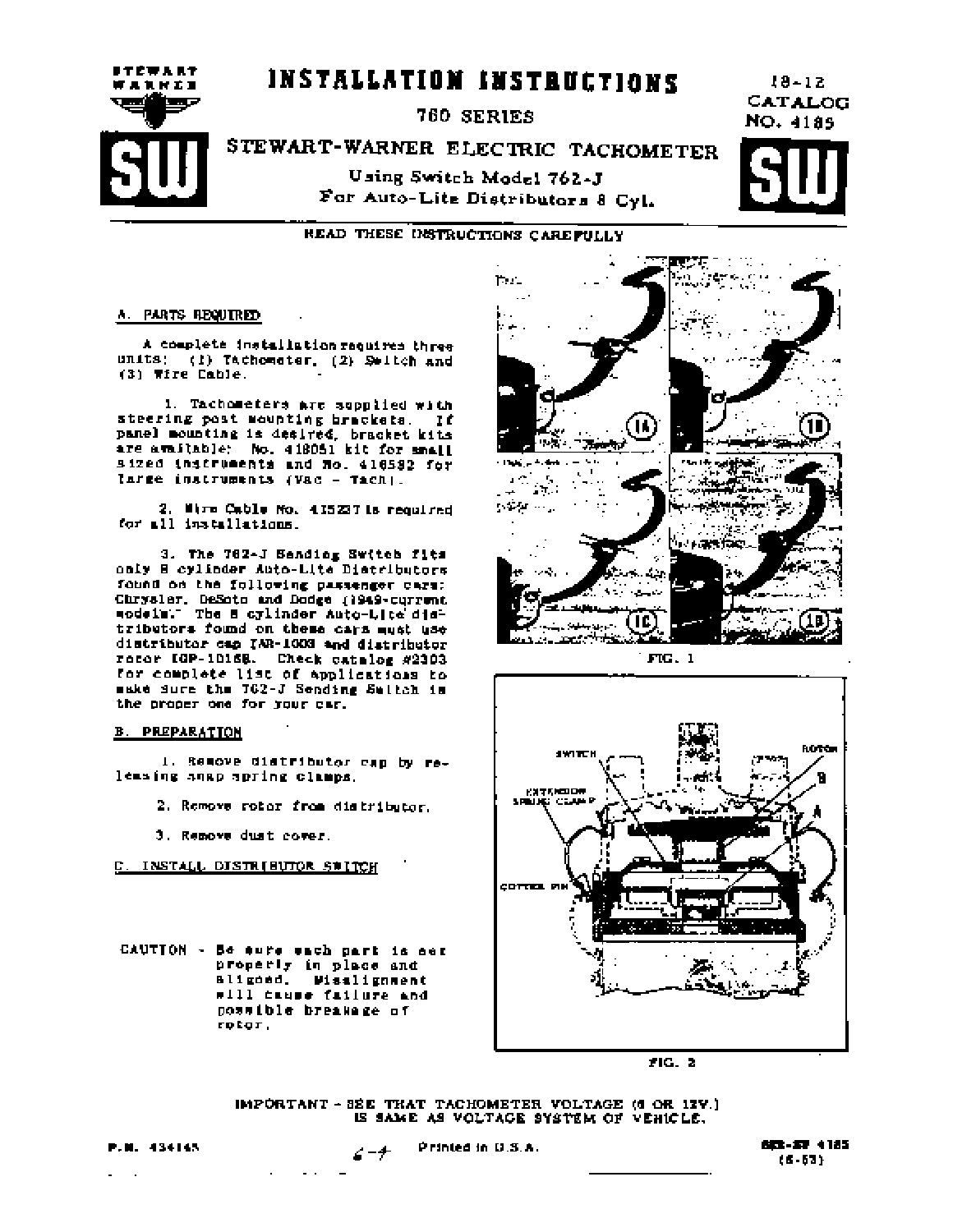# INSTALLATION INSTRUCTIONS

18-12
CATALOG
NO. 4185

## 760 SERIES

## STEWART-WARNER ELECTRIC TACHOMETER

Using Switch Model 762-J
For Auto-Lite Distributors 8 Cyl.

READ THESE INSTRUCTIONS CAREFULLY

### A. PARTS REQUIRED

A complete installation requires three units: (1) Tachometer, (2) Switch and (3) Wire Cable.

1. Tachometers are supplied with steering post mounting brackets. If panel mounting is desired, bracket kits are available: No. 418051 kit for small sized instruments and No. 416592 for large instruments (Vac - Tach).

2. Wire Cable No. 415237 is required for all installations.

3. The 762-J Sending Switch fits only 8 cylinder Auto-Lite Distributors found on the following passenger cars: Chrysler, DeSoto and Dodge (1949-current models). The 8 cylinder Auto-Lite distributors found on these cars must use distributor cap IAR-1003 and distributor rotor IGP-1016B. Check catalog #2303 for complete list of applications to make sure the 762-J Sending Switch is the proper one for your car.

### B. PREPARATION

1. Remove distributor cap by releasing snap spring clamps.

2. Remove rotor from distributor.

3. Remove dust cover.

### C. INSTALL DISTRIBUTOR SWITCH

CAUTION - Be sure each part is set properly in place and aligned. Misalignment will cause failure and possible breakage of rotor.

FIG. 1

FIG. 2

IMPORTANT - SEE THAT TACHOMETER VOLTAGE (6 OR 12V.) IS SAME AS VOLTAGE SYSTEM OF VEHICLE.

P.N. 434145 Printed in U.S.A. SER-SW 4185 (6-53)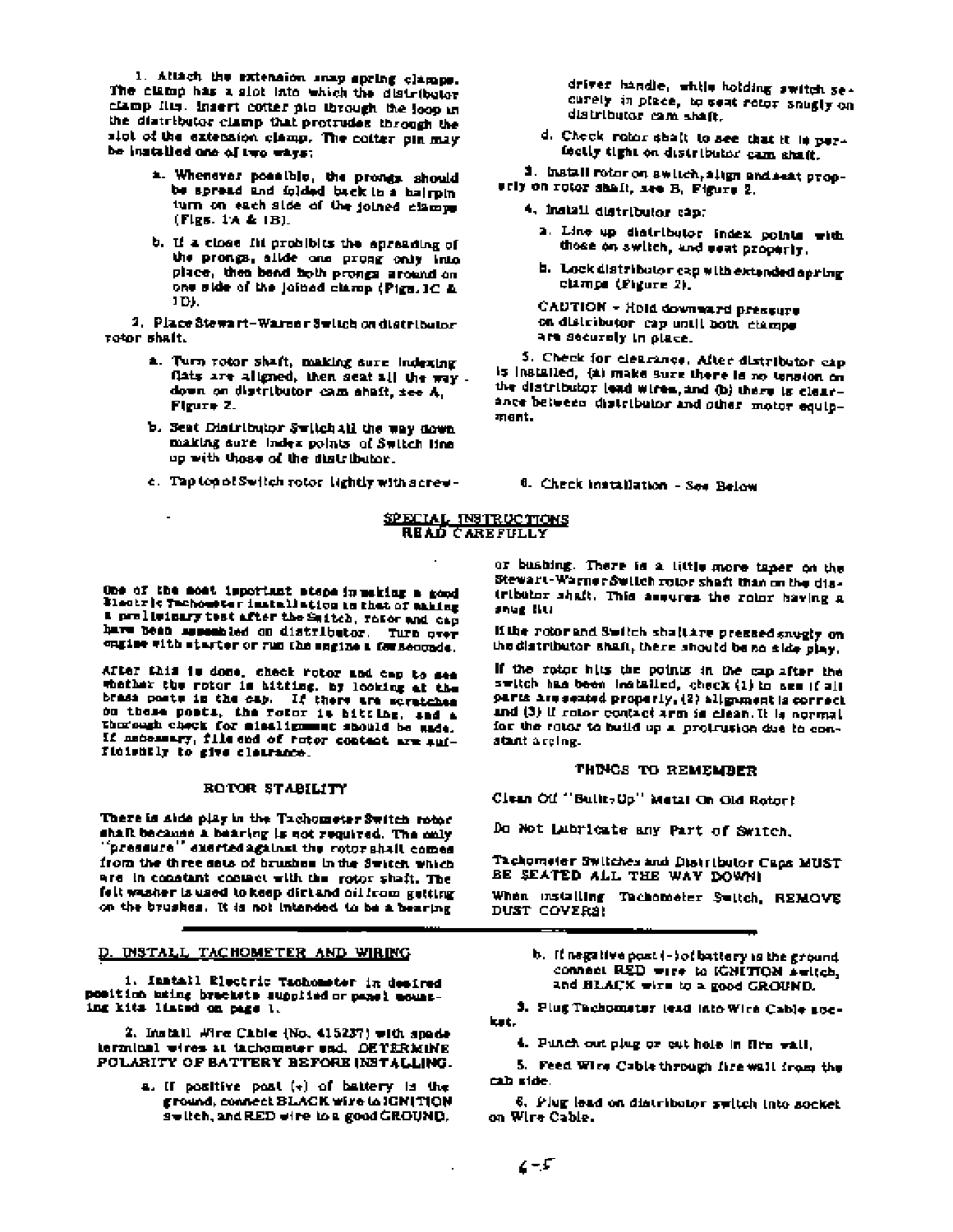1. Attach the extension snap spring clamps. The clamp has a slot into which the distributor clamp fits. Insert cotter pin through the loop in the distributor clamp that protrudes through the slot of the extension clamp. The cotter pin may be installed one of two ways:

   a. Whenever possible, the prongs should be spread and folded back in a hairpin turn on each side of the joined clamps (Figs. 1A & 1B).

   b. If a close fit prohibits the spreading of the prongs, slide one prong only into place, then bend both prongs around on one side of the joined clamp (Figs. 1C & 1D).

2. Place Stewart-Warner Switch on distributor rotor shaft.

   a. Turn rotor shaft, making sure indexing flats are aligned, then seat all the way down on distributor cam shaft, see A, Figure 2.

   b. Seat Distributor Switch all the way down making sure index points of Switch line up with those of the distributor.

   c. Tap top of Switch rotor lightly with a screwdriver handle, while holding switch securely in place, to seat rotor snugly on distributor cam shaft.

   d. Check rotor shaft to see that it is perfectly tight on distributor cam shaft.

3. Install rotor on switch, align and seat properly on rotor shaft, see B, Figure 2.

4. Install distributor cap:

   a. Line up distributor index points with those on switch, and seat properly.

   b. Lock distributor cap with extended spring clamps (Figure 2).

   CAUTION - Hold downward pressure on distributor cap until both clamps are securely in place.

5. Check for clearance. After distributor cap is installed, (a) make sure there is no tension on the distributor lead wires, and (b) there is clearance between distributor and other motor equipment.

6. Check installation - See Below

## SPECIAL INSTRUCTIONS
## READ CAREFULLY

**One of the most important steps in making a good Electric Tachometer installation is that of making a preliminary test after the Switch, rotor and cap have been assembled on distributor. Turn over engine with starter or run the engine a few seconds.**

**After this is done, check rotor and cap to see whether the rotor is hitting, by looking at the brass posts in the cap. If there are scratches on these posts, the rotor is hitting, and a thorough check for misalignment should be made. If necessary, file end of rotor contact arm sufficiently to give clearance.**

### ROTOR STABILITY

There is side play in the Tachometer Switch rotor shaft because a bearing is not required. The only "pressure" exerted against the rotor shaft comes from the three sets of brushes in the Switch which are in constant contact with the rotor shaft. The felt washer is used to keep dirt and oil from getting on the brushes. It is not intended to be a bearing or bushing. There is a little more taper on the Stewart-Warner Switch rotor shaft than on the distributor shaft. This assures the rotor having a snug fit!

If the rotor and Switch shaft are pressed snugly on the distributor shaft, there should be no side play.

If the rotor hits the points in the cap after the switch has been installed, check (1) to see if all parts are seated properly, (2) alignment is correct and (3) if rotor contact arm is clean. It is normal for the rotor to build up a protrusion due to constant arcing.

### THINGS TO REMEMBER

Clean Off "Built-Up" Metal On Old Rotor!

Do Not Lubricate any Part of Switch.

Tachometer Switches and Distributor Caps MUST BE SEATED ALL THE WAY DOWN!

When installing Tachometer Switch, REMOVE DUST COVERS!

## D. INSTALL TACHOMETER AND WIRING

1. Install Electric Tachometer in desired position using brackets supplied or panel mounting kits listed on page 1.

2. Install Wire Cable (No. 415237) with spade terminal wires at tachometer end. *DETERMINE POLARITY OF BATTERY BEFORE INSTALLING.*

   a. If positive post (+) of battery is the ground, connect BLACK wire to IGNITION switch, and RED wire to a good GROUND.

   b. If negative post (-) of battery is the ground connect RED wire to IGNITION switch, and BLACK wire to a good GROUND.

3. Plug Tachometer lead into Wire Cable socket.

4. Punch out plug or cut hole in fire wall.

5. Feed Wire Cable through fire wall from the cab side.

6. Plug lead on distributor switch into socket on Wire Cable.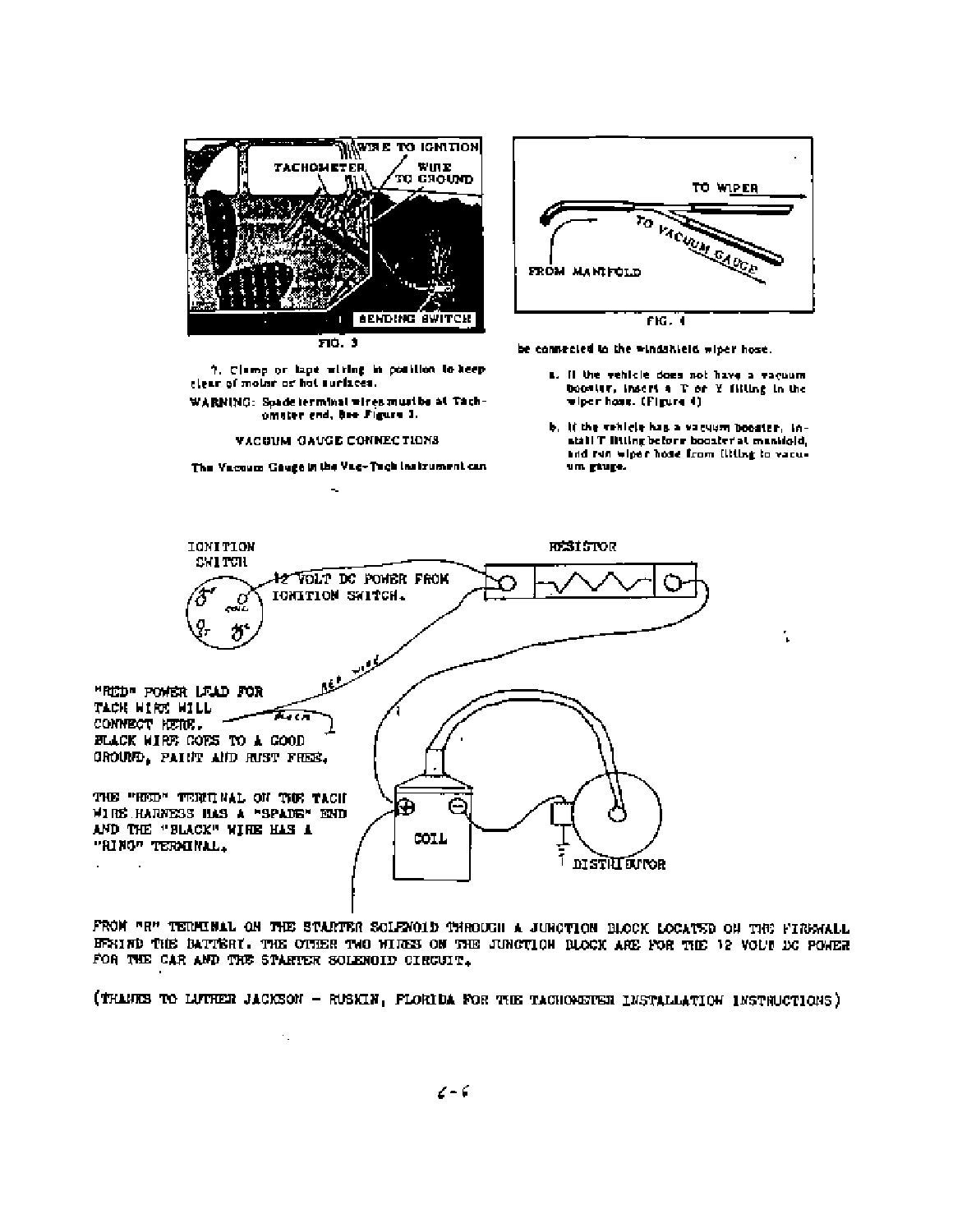FIG. 3

7. Clamp or tape wiring in position to keep clear of motor or hot surfaces.

WARNING: Spade terminal wires must be at Tachometer end. See Figure 3.

### VACUUM GAUGE CONNECTIONS

The Vacuum Gauge in the Vac-Tach instrument can be connected to the windshield wiper hose.

FIG. 4

a. If the vehicle does not have a vacuum booster, insert a T or Y fitting in the wiper hose. (Figure 4)

b. If the vehicle has a vacuum booster, install T fitting before booster at manifold, and run wiper hose from fitting to vacuum gauge.

"RED" POWER LEAD FOR TACH WIRE WILL CONNECT HERE. BLACK WIRE GOES TO A GOOD GROUND, PAINT AND RUST FREE.

THE "RED" TERMINAL ON THE TACH WIRE HARNESS HAS A "SPADE" END AND THE "BLACK" WIRE HAS A "RING" TERMINAL.

FROM "R" TERMINAL ON THE STARTER SOLENOID THROUGH A JUNCTION BLOCK LOCATED ON THE FIREWALL BEHIND THE BATTERY. THE OTHER TWO WIRES ON THE JUNCTION BLOCK ARE FOR THE 12 VOLT DC POWER FOR THE CAR AND THE STARTER SOLENOID CIRCUIT.

(THANKS TO LUTHER JACKSON - RUSKIN, FLORIDA FOR THE TACHOMETER INSTALLATION INSTRUCTIONS)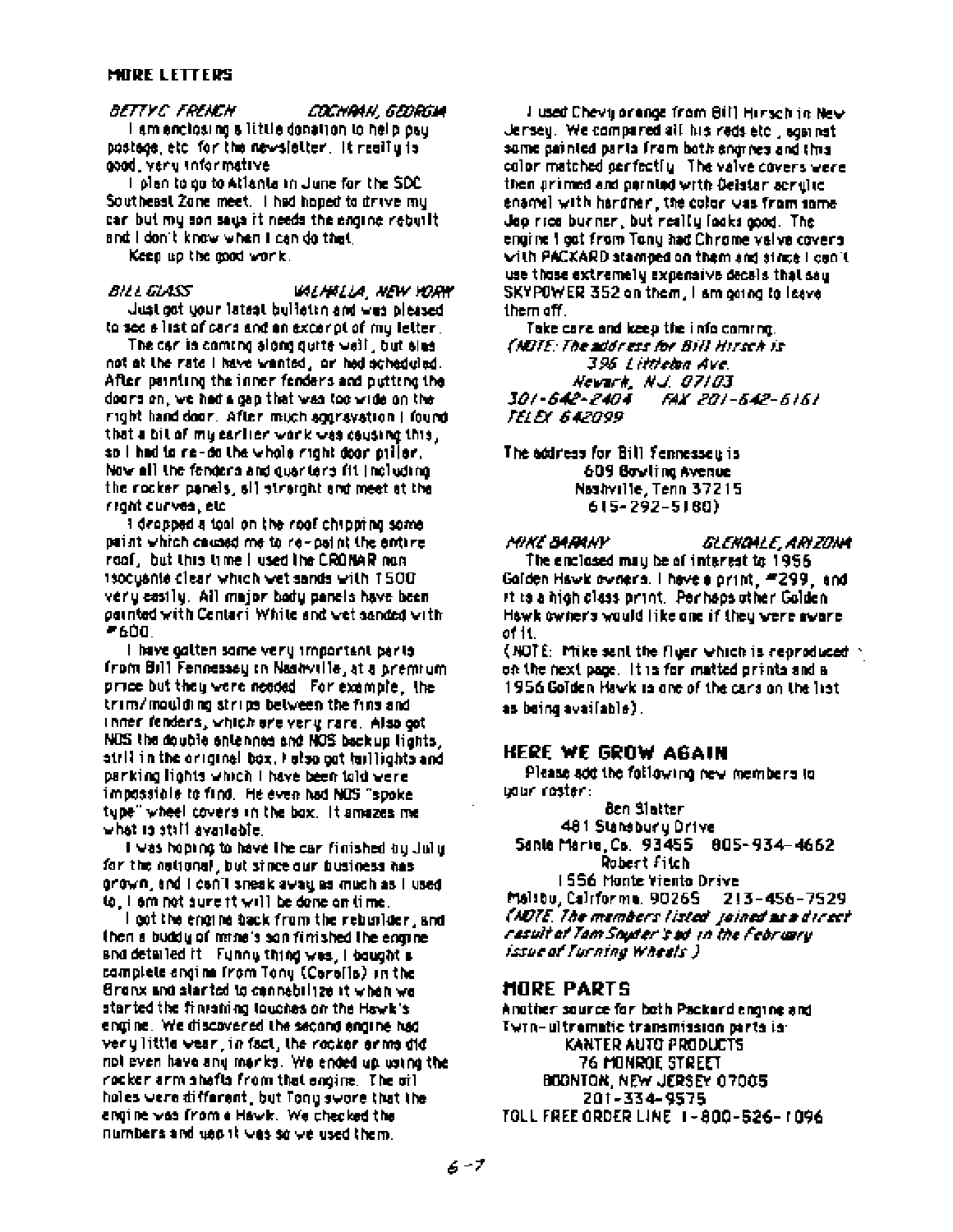## MORE LETTERS

*BETTYE FRENCH — COCHRAN, GEORGIA*

I am enclosing a little donation to help pay postage, etc. for the newsletter. It really is good, very informative.

I plan to go to Atlanta in June for the SDC Southeast Zone meet. I had hoped to drive my car but my son says it needs the engine rebuilt and I don't know when I can do that.

Keep up the good work.

*BILL GLASS — VALHALLA, NEW YORK*

Just got your latest bulletin and was pleased to see a list of cars and an excerpt of my letter.

The car is coming along quite well, but alas not at the rate I have wanted, or had scheduled. After painting the inner fenders and putting the doors on, we had a gap that was too wide on the right hand door. After much aggravation I found that a bit of my earlier work was causing this, so I had to re-do the whole right door pillar. Now all the fenders and quarters fit including the rocker panels, all straight and meet at the right curves, etc.

I dropped a tool on the roof chipping some paint which caused me to re-paint the entire roof, but this time I used the CRONAR non isocyanite clear which wet sands with 1500 very easily. All major body panels have been painted with Centari White and wet sanded with #600.

I have gotten some very important parts from Bill Fennessey in Nashville, at a premium price but they were needed. For example, the trim/moulding strips between the fins and inner fenders, which are very rare. Also got NOS the double antennas and NOS backup lights, still in the original box. I also got taillights and parking lights which I have been told were impossible to find. He even had NOS "spoke type" wheel covers in the box. It amazes me what is still available.

I was hoping to have the car finished by July for the national, but since our business has grown, and I can't sneak away as much as I used to, I am not sure it will be done on time.

I got the engine back from the rebuilder, and then a buddy of mine's son finished the engine and detailed it. Funny thing was, I bought a complete engine from Tony (Corello) in the Bronx and started to cannibilize it when we started the finishing touches on the Hawk's engine. We discovered the second engine had very little wear, in fact, the *rocker arms* did not even have any marks. We ended up using the rocker arm shafts from that engine. The oil holes were different, but Tony swore that the engine was from a Hawk. We checked the numbers and yep it was so we used them.

I used Chevy orange from Bill Hirsch in New Jersey. We compared all his reds etc., against some painted parts from both engines and this color matched perfectly. The valve covers were then primed and painted with Delstar acrylic enamel with hardner, the color was from some Jap rice burner, but really looks good. The engine I got from Tony had Chrome valve covers with PACKARD stamped on them and since I can't use those extremely expensive decals that say SKYPOWER 352 on them, I am going to leave them off.

Take care and keep the info coming.

*(NOTE: The address for Bill Hirsch is*
*396 Littleton Ave.*
*Newark, N.J. 07103*
*301-642-2404 FAX 201-642-6161*
*TELEX 642099*

The address for Bill Fennessey is
609 Bowling Avenue
Nashville, Tenn 37215
615-292-5180)

*MIKE BARANY — GLENDALE, ARIZONA*

The enclosed may be of interest to 1956 Golden Hawk owners. I have a print, #299, and it is a high class print. Perhaps other Golden Hawk owners would like one if they were aware of it.

(NOTE: Mike sent the flyer which is reproduced on the next page. It is for matted prints and a 1956 Golden Hawk is one of the cars on the list as being available).

## HERE WE GROW AGAIN

Please add the following new members to your roster:

Ben Slatter
481 Stansbury Drive
Santa Maria, Ca. 93455 805-934-4662

Robert Fitch
1556 Monte Viento Drive
Malibu, California 90265 213-456-7529

*(NOTE: The members listed joined as a direct result of Tom Snyder's ad in the February issue of Turning Wheels.)*

## MORE PARTS

Another source for both Packard engine and Twin-ultramatic transmission parts is:

KANTER AUTO PRODUCTS
76 MONROE STREET
BOONTON, NEW JERSEY 07005
201-334-9575
TOLL FREE ORDER LINE 1-800-526-1096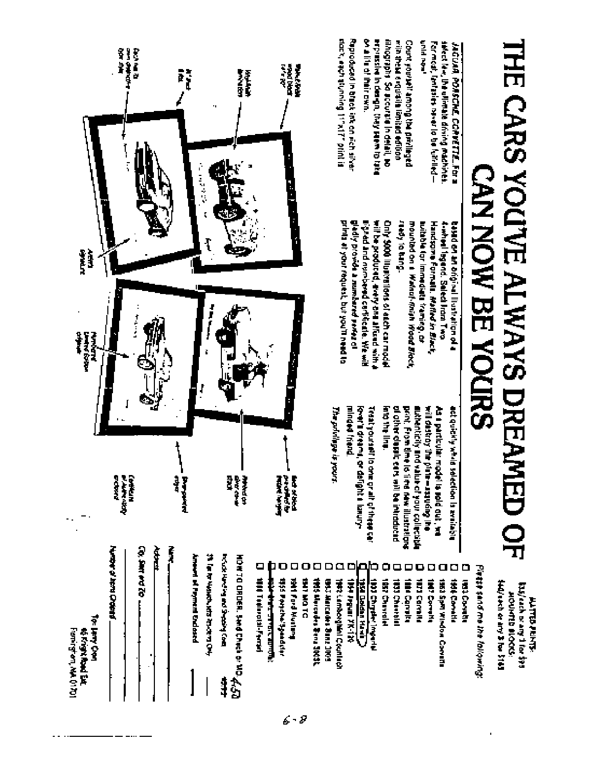# THE CARS YOU'VE ALWAYS DREAMED OF CAN NOW BE YOURS

*JAGUAR, PORSCHE, CORVETTE...* For a select few, the ultimate driving machines. For most, fantasies never to be fulfilled—until now!

Count yourself among the privileged with these exquisite limited edition lithographs. So accurate in detail, so expressive in design, they seem to take on a life of their own.

Reproduced in black ink on rich silver stock, each stunning 11"x17" print is based on an original illustration of a 4-wheel legend. Select from Two Handsome Formats: *Matted in Black,* suitable for immediate framing, or mounted on a *Walnut-finish Wood Block,* ready to hang.

Only 5000 illustrations of each car model will be produced, every one affixed with a signed and numbered certificate. We will gladly provide a numbered series of prints at your request, but you'll need to act quickly while selection is available.

As a particular model is sold out, we will destroy the plate—assuring the authenticity and value of your collectible print. From time to time new illustrations of other classic cars will be introduced into the line.

Treat yourself to one or all of these car lover's dreams, or delight a luxury-minded friend.

*The privilege is yours.*

Walnut-finish wood block 12"x 18"

Handmade lithograph

2" black mat

Each has its own signature and date

Artist's signature

Numbered Limited Edition collectable

Back of block pre-drilled for instant hanging

Printed on silver-toned stock

Bevel-cut edges

Certificate of Authenticity enclosed

MATTED PRINTS:
$35/each or any 3 for $99
MOUNTED BLOCKS:
$49/each or any 3 for $145

Please send me the following:

- ☐ 1953 Corvette
- ☐ 1956 Corvette
- ☐ 1963 Split Window Corvette
- ☐ 1967 Corvette
- ☐ 1973 Corvette
- ☐ 1984 Corvette
- ☐ 1933 Chevrolet
- ☐ 1957 Chevrolet
- ☐ 1933 Chrysler Imperial
- ☐ 1958 Desoto Hawk
- ☐ 1954 Jaguar XK-120
- ☐ 1982 Lamborghini Countach
- ☐ 1955 Mercedes Benz 300SL
- ☐ 1947 MG TC
- ☐ 1961 Ford Mustang
- ☐ 1955 Porsche Speedster
- ☐ ~~1950 ...~~
- ☐ 1988 Testarossa-Ferrari

HOW TO ORDER: Send Check or MO.

Include Handling and Shipping Costs 4.50

5% Tax for Massachusetts Residents Only ______

Amount of Payment Enclosed ______

Name ______

Address ______

City, State and ZIP ______

Number of Items Ordered ______

To: Larry Cron
40 Knight Road Ext.
Framingham, MA 01701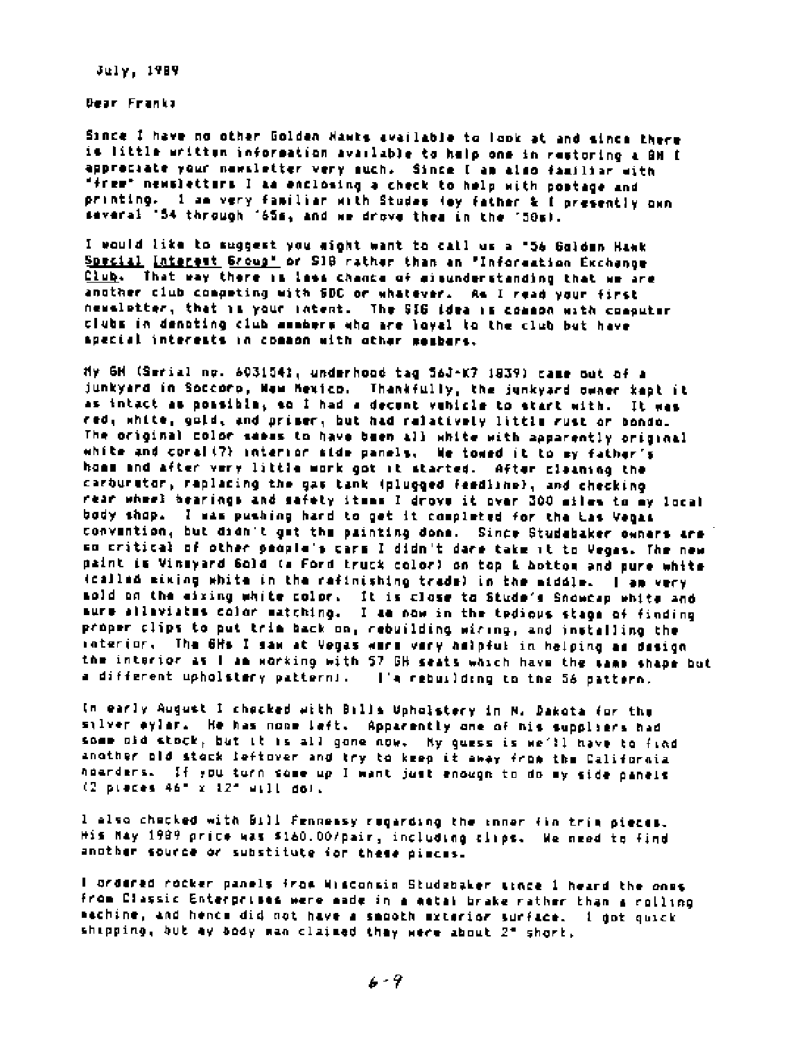July, 1989

Dear Frank:

Since I have no other Golden Hawks available to look at and since there is little written information available to help one in restoring a GH I appreciate your newsletter very much. Since I am also familiar with "free" newsletters I am enclosing a check to help with postage and printing. I am very familiar with Studes (my father & I presently own several '54 through '65s, and we drove them in the '50s).

I would like to suggest you might want to call us a "56 Golden Hawk Special Interest Group" or SIG rather than an "Information Exchange Club". That way there is less chance of misunderstanding that we are another club competing with SDC or whatever. As I read your first newsletter, that is your intent. The SIG idea is common with computer clubs in denoting club members who are loyal to the club but have special interests in common with other members.

My GH (Serial no. 6031541, underhood tag 56J-K7 1839) came out of a junkyard in Soccoro, New Mexico. Thankfully, the junkyard owner kept it as intact as possible, so I had a decent vehicle to start with. It was red, white, gold, and primer, but had relatively little rust or bondo. The original color seems to have been all white with apparently original white and coral(?) interior side panels. We towed it to my father's home and after very little work got it started. After cleaning the carburetor, replacing the gas tank (plugged feedline), and checking rear wheel bearings and safety items I drove it over 300 miles to my local body shop. I was pushing hard to get it completed for the Las Vegas convention, but didn't get the painting done. Since Studebaker owners are so critical of other people's cars I didn't dare take it to Vegas. The new paint is Vineyard Gold (a Ford truck color) on top & bottom and pure white (called mixing white in the refinishing trade) in the middle. I am very sold on the mixing white color. It is close to Stude's Snowcap white and sure alleviates color matching. I am now in the tedious stage of finding proper clips to put trim back on, rebuilding wiring, and installing the interior. The GHs I saw at Vegas were very helpful in helping me design the interior as I am working with 57 GH seats which have the same shape but a different upholstery pattern). I'm rebuilding to the 56 pattern.

In early August I checked with Bills Upholstery in N. Dakota for the silver mylar. He has none left. Apparently one of his suppliers had some old stock, but it is all gone now. My guess is we'll have to find another old stock leftover and try to keep it away from the California hoarders. If you turn some up I want just enough to do my side panels (2 pieces 46" x 12" will do).

I also checked with Bill Fennessy regarding the inner fin trim pieces. His May 1989 price was $160.00/pair, including clips. We need to find another source or substitute for these pieces.

I ordered rocker panels from Wisconsin Studebaker since I heard the ones from Classic Enterprises were made in a metal brake rather than a rolling machine, and hence did not have a smooth exterior surface. I got quick shipping, but my body man claimed they were about 2" short.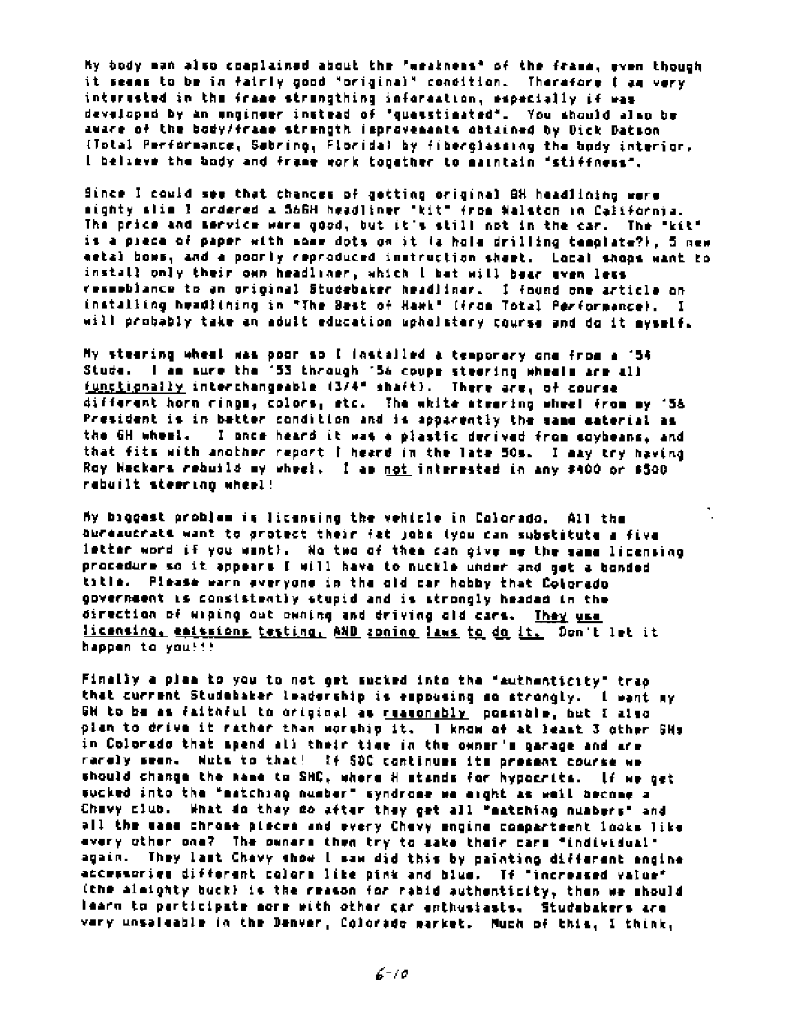My body man also complained about the "weakness" of the frame, even though it seems to be in fairly good "original" condition. Therefore I am very interested in the frame strengthing information, especially if was developed by an engineer instead of "guesstimated". You should also be aware of the body/frame strength improvements obtained by Dick Datson (Total Performance, Sebring, Florida) by fiberglassing the body interior. I believe the body and frame work together to maintain "stiffness".

Since I could see that chances of getting original GH headlining were mighty slim I ordered a 56GH headliner "kit" from Walston in California. The price and service were good, but it's still not in the car. The "kit" is a piece of paper with some dots on it (a hole drilling template?), 5 new metal bows, and a poorly reproduced instruction sheet. Local shops want to install only their own headliner, which I bet will bear even less resemblance to an original Studebaker headliner. I found one article on installing headlining in "The Best of Hawk" (from Total Performance). I will probably take an adult education upholstery course and do it myself.

My steering wheel was poor so I installed a temporary one from a '54 Stude. I am sure the '53 through '56 coupe steering wheels are all _functionally_ interchangeable (3/4" shaft). There are, of course different horn rings, colors, etc. The white steering wheel from my '56 President is in better condition and is apparently the same material as the GH wheel. I once heard it was a plastic derived from soybeans, and that fits with another report I heard in the late 50s. I may try having Roy Heckers rebuild my wheel. I am _not_ interested in any $400 or $500 rebuilt steering wheel!

My biggest problem is licensing the vehicle in Colorado. All the bureaucrats want to protect their fat jobs (you can substitute a five letter word if you want). No two of them can give me the same licensing procedure so it appears I will have to nuckle under and get a bonded title. Please warn everyone in the old car hobby that Colorado government is consistently stupid and is strongly headed in the direction of wiping out owning and driving old cars. _They use licensing, emissions testing, AND zoning laws to do it._ Don't let it happen to you!!!

Finally a plea to you to not get sucked into the "authenticity" trap that current Studebaker leadership is espousing so strongly. I want my GH to be as faithful to original as _reasonably_ possible, but I also plan to drive it rather than worship it. I know of at least 3 other GHs in Colorado that spend all their time in the owner's garage and are rarely seen. Nuts to that! If SDC continues its present course we should change the name to SHC, where H stands for hypocrite. If we get sucked into the "matching number" syndrome we might as well become a Chevy club. What do they do after they get all "matching numbers" and all the same chrome pieces and every Chevy engine compartment looks like every other one? The owners then try to make their cars "individual" again. They last Chevy show I saw did this by painting different engine accessories different colors like pink and blue. If "increased value" (the almighty buck) is the reason for rabid authenticity, then we should learn to participate more with other car enthusiasts. Studebakers are very unsaleable in the Denver, Colorado market. Much of this, I think,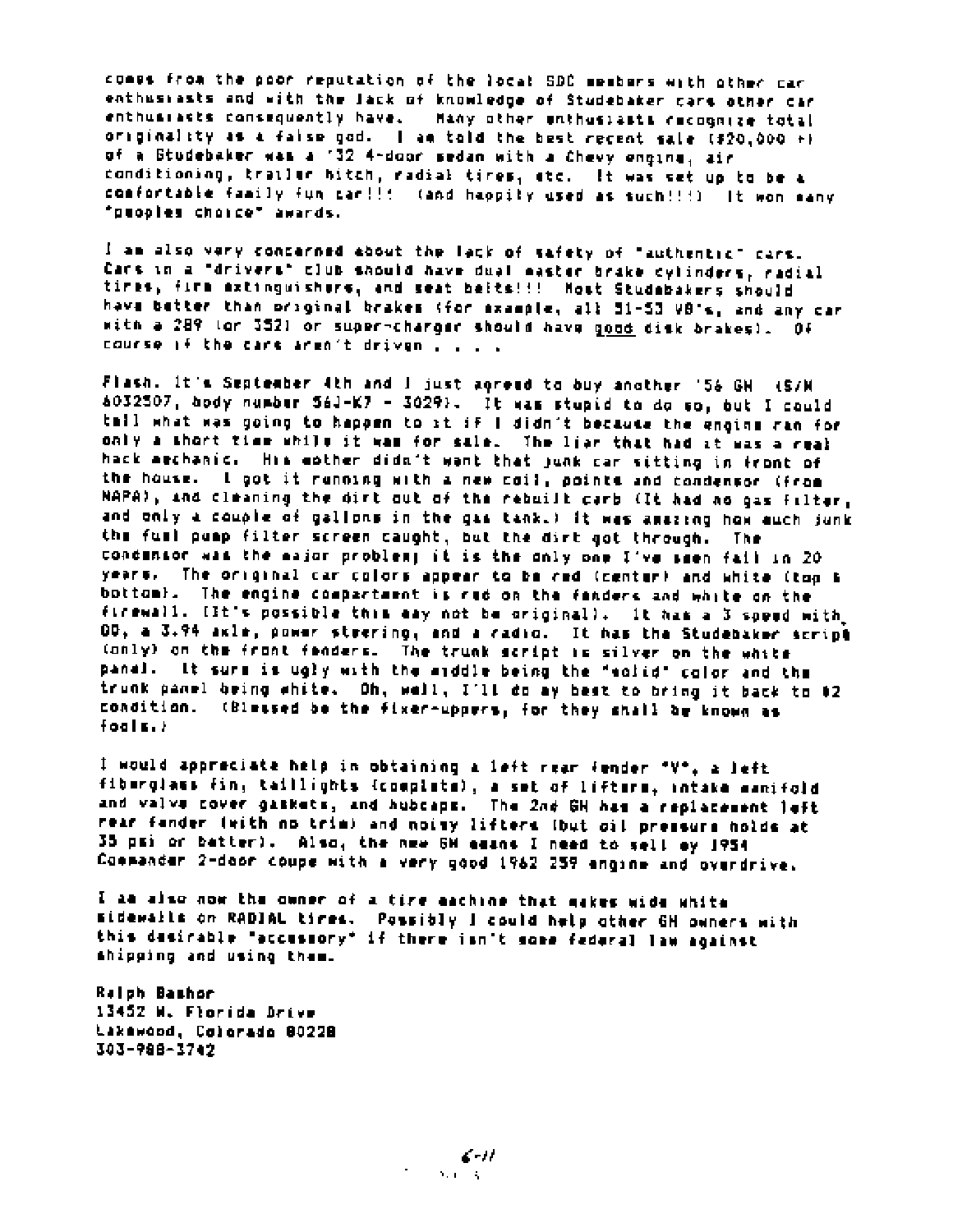comes from the poor reputation of the local SDC members with other car enthusiasts and with the lack of knowledge of Studebaker cars other car enthusiasts consequently have. Many other enthusiasts recognize total originality as a false god. I am told the best recent sale ($20,000 +) of a Studebaker was a '32 4-door sedan with a Chevy engine, air conditioning, trailer hitch, radial tires, etc. It was set up to be a comfortable family fun car!!! (and happily used as such!!!) It won many "peoples choice" awards.

I am also very concerned about the lack of safety of "authentic" cars. Cars in a "drivers" club should have dual master brake cylinders, radial tires, fire extinguishers, and seat belts!!! Most Studebakers should have better than original brakes (for example, all 51-53 V8's, and any car with a 289 (or 352) or super-charger should have good disk brakes). Of course if the cars aren't driven . . . .

Flash. It's September 4th and I just agreed to buy another '56 GH (S/N 6032507, body number 56J-K7 - 3029). It was stupid to do so, but I could tell what was going to happen to it if I didn't because the engine ran for only a short time while it was for sale. The liar that had it was a real hack mechanic. His mother didn't want that junk car sitting in front of the house. I got it running with a new coil, points and condensor (from NAPA), and cleaning the dirt out of the rebuilt carb (It had no gas filter, and only a couple of gallons in the gas tank.) It was amazing how much junk the fuel pump filter screen caught, but the dirt got through. The condensor was the major problem; it is the only one I've seen fail in 20 years. The original car colors appear to be red (center) and white (top & bottom). The engine compartment is red on the fenders and white on the firewall. (It's possible this may not be original). It has a 3 speed with OD, a 3.94 axle, power steering, and a radio. It has the Studebaker script (only) on the front fenders. The trunk script is silver on the white panel. It sure is ugly with the middle being the "solid" color and the trunk panel being white. Oh, well, I'll do my best to bring it back to #2 condition. (Blessed be the fixer-uppers, for they shall be known as fools.)

I would appreciate help in obtaining a left rear fender "V", a left fiberglass fin, taillights (complete), a set of lifters, intake manifold and valve cover gaskets, and hubcaps. The 2nd GH has a replacement left rear fender (with no trim) and noisy lifters (but oil pressure holds at 35 psi or better). Also, the new GH means I need to sell my 1954 Commander 2-door coupe with a very good 1962 259 engine and overdrive.

I am also now the owner of a tire machine that makes wide white sidewalls on RADIAL tires. Possibly I could help other GH owners with this desirable "accessory" if there isn't some federal law against shipping and using them.

Ralph Bashor
13452 W. Florida Drive
Lakewood, Colorado 80228
303-988-3742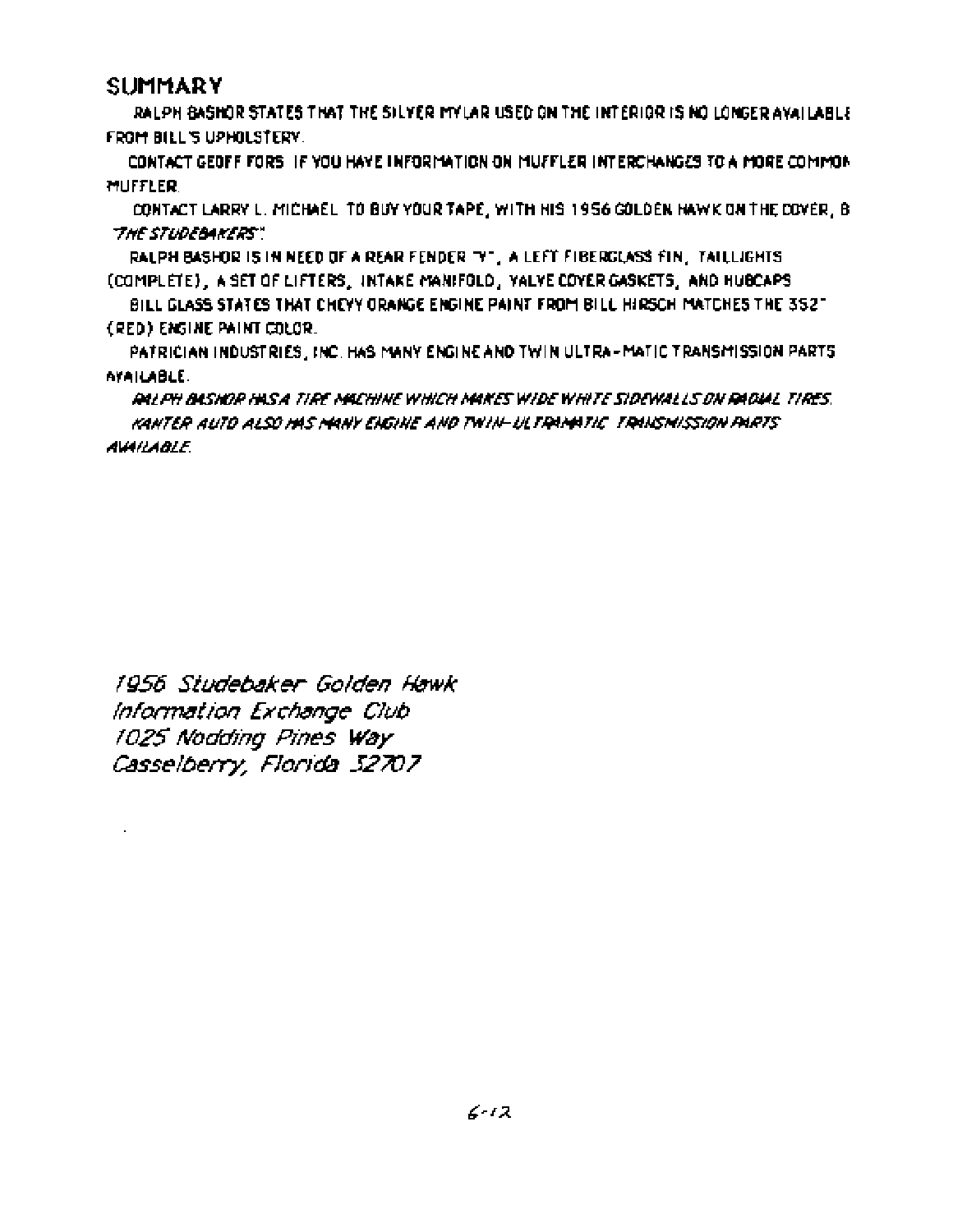## SUMMARY

RALPH BASHOR STATES THAT THE SILVER MYLAR USED ON THE INTERIOR IS NO LONGER AVAILABLE FROM BILL'S UPHOLSTERY.

CONTACT GEOFF FORS IF YOU HAVE INFORMATION ON MUFFLER INTERCHANGES TO A MORE COMMON MUFFLER.

CONTACT LARRY L. MICHAEL TO BUY YOUR TAPE, WITH HIS 1956 GOLDEN HAWK ON THE COVER, B *"THE STUDEBAKERS"*.

RALPH BASHOR IS IN NEED OF A REAR FENDER "Y", A LEFT FIBERGLASS FIN, TAILLIGHTS (COMPLETE), A SET OF LIFTERS, INTAKE MANIFOLD, VALVE COVER GASKETS, AND HUBCAPS.

BILL GLASS STATES THAT CHEVY ORANGE ENGINE PAINT FROM BILL HIRSCH MATCHES THE 352" (RED) ENGINE PAINT COLOR.

PATRICIAN INDUSTRIES, INC. HAS MANY ENGINE AND TWIN ULTRA-MATIC TRANSMISSION PARTS AVAILABLE.

*RALPH BASHOR HAS A TIRE MACHINE WHICH MAKES WIDE WHITE SIDEWALLS ON RADIAL TIRES.*

*KANTER AUTO ALSO HAS MANY ENGINE AND TWIN-ULTRAMATIC TRANSMISSION PARTS AVAILABLE.*

*1956 Studebaker Golden Hawk*
*Information Exchange Club*
*1025 Nodding Pines Way*
*Casselberry, Florida 32707*